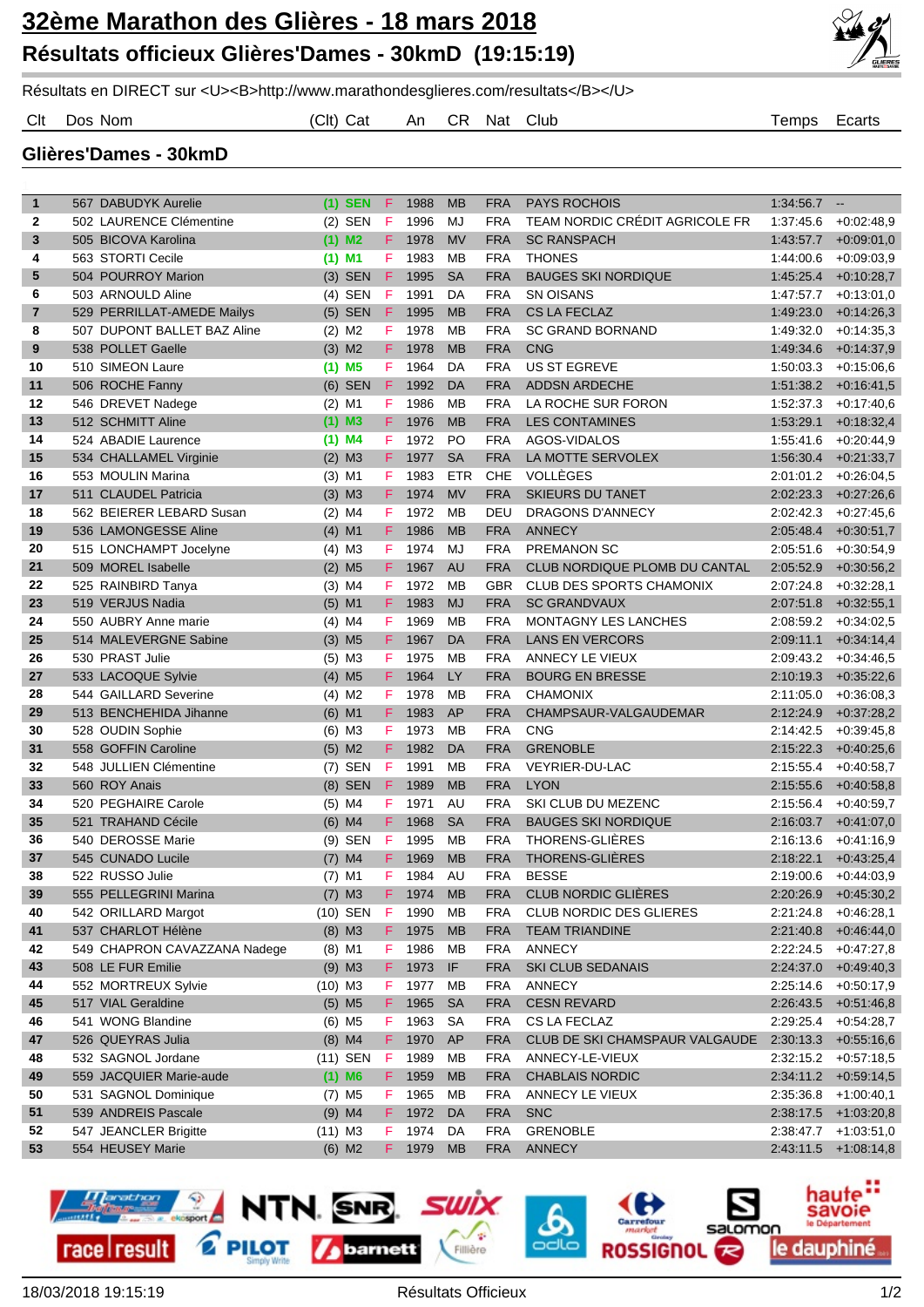# 32ème Marathon des Glières - 18 mars 2018

## Résultats officieux Glières'Dames - 30kmD (19:15:19)

Résultats en DIRECT sur <U><B>http://www.marathondesglieres.com/resultats</B></U>

### Glières'Dames - 30kmD

| Clt | Dos | Nom | (Clt) | Cat | | An | CR | Nat | Club | Temps | Ecarts |
|---|---|---|---|---|---|---|---|---|---|---|---|
| 1 | 567 | DABUDYK Aurelie | (1) | SEN | F | 1988 | MB | FRA | PAYS ROCHOIS | 1:34:56.7 | -- |
| 2 | 502 | LAURENCE Clémentine | (2) | SEN | F | 1996 | MJ | FRA | TEAM NORDIC CRÉDIT AGRICOLE FR | 1:37:45.6 | +0:02:48,9 |
| 3 | 505 | BICOVA Karolina | (1) | M2 | F | 1978 | MV | FRA | SC RANSPACH | 1:43:57.7 | +0:09:01,0 |
| 4 | 563 | STORTI Cecile | (1) | M1 | F | 1983 | MB | FRA | THONES | 1:44:00.6 | +0:09:03,9 |
| 5 | 504 | POURROY Marion | (3) | SEN | F | 1995 | SA | FRA | BAUGES SKI NORDIQUE | 1:45:25.4 | +0:10:28,7 |
| 6 | 503 | ARNOULD Aline | (4) | SEN | F | 1991 | DA | FRA | SN OISANS | 1:47:57.7 | +0:13:01,0 |
| 7 | 529 | PERRILLAT-AMEDE Mailys | (5) | SEN | F | 1995 | MB | FRA | CS LA FECLAZ | 1:49:23.0 | +0:14:26,3 |
| 8 | 507 | DUPONT BALLET BAZ Aline | (2) | M2 | F | 1978 | MB | FRA | SC GRAND BORNAND | 1:49:32.0 | +0:14:35,3 |
| 9 | 538 | POLLET Gaelle | (3) | M2 | F | 1978 | MB | FRA | CNG | 1:49:34.6 | +0:14:37,9 |
| 10 | 510 | SIMEON Laure | (1) | M5 | F | 1964 | DA | FRA | US ST EGREVE | 1:50:03.3 | +0:15:06,6 |
| 11 | 506 | ROCHE Fanny | (6) | SEN | F | 1992 | DA | FRA | ADDSN ARDECHE | 1:51:38.2 | +0:16:41,5 |
| 12 | 546 | DREVET Nadege | (2) | M1 | F | 1986 | MB | FRA | LA ROCHE SUR FORON | 1:52:37.3 | +0:17:40,6 |
| 13 | 512 | SCHMITT Aline | (1) | M3 | F | 1976 | MB | FRA | LES CONTAMINES | 1:53:29.1 | +0:18:32,4 |
| 14 | 524 | ABADIE Laurence | (1) | M4 | F | 1972 | PO | FRA | AGOS-VIDALOS | 1:55:41.6 | +0:20:44,9 |
| 15 | 534 | CHALLAMEL Virginie | (2) | M3 | F | 1977 | SA | FRA | LA MOTTE SERVOLEX | 1:56:30.4 | +0:21:33,7 |
| 16 | 553 | MOULIN Marina | (3) | M1 | F | 1983 | ETR | CHE | VOLLÈGES | 2:01:01.2 | +0:26:04,5 |
| 17 | 511 | CLAUDEL Patricia | (3) | M3 | F | 1974 | MV | FRA | SKIEURS DU TANET | 2:02:23.3 | +0:27:26,6 |
| 18 | 562 | BEIERER LEBARD Susan | (2) | M4 | F | 1972 | MB | DEU | DRAGONS D'ANNECY | 2:02:42.3 | +0:27:45,6 |
| 19 | 536 | LAMONGESSE Aline | (4) | M1 | F | 1986 | MB | FRA | ANNECY | 2:05:48.4 | +0:30:51,7 |
| 20 | 515 | LONCHAMPT Jocelyne | (4) | M3 | F | 1974 | MJ | FRA | PREMANON SC | 2:05:51.6 | +0:30:54,9 |
| 21 | 509 | MOREL Isabelle | (2) | M5 | F | 1967 | AU | FRA | CLUB NORDIQUE PLOMB DU CANTAL | 2:05:52.9 | +0:30:56,2 |
| 22 | 525 | RAINBIRD Tanya | (3) | M4 | F | 1972 | MB | GBR | CLUB DES SPORTS CHAMONIX | 2:07:24.8 | +0:32:28,1 |
| 23 | 519 | VERJUS Nadia | (5) | M1 | F | 1983 | MJ | FRA | SC GRANDVAUX | 2:07:51.8 | +0:32:55,1 |
| 24 | 550 | AUBRY Anne marie | (4) | M4 | F | 1969 | MB | FRA | MONTAGNY LES LANCHES | 2:08:59.2 | +0:34:02,5 |
| 25 | 514 | MALEVERGNE Sabine | (3) | M5 | F | 1967 | DA | FRA | LANS EN VERCORS | 2:09:11.1 | +0:34:14,4 |
| 26 | 530 | PRAST Julie | (5) | M3 | F | 1975 | MB | FRA | ANNECY LE VIEUX | 2:09:43.2 | +0:34:46,5 |
| 27 | 533 | LACOQUE Sylvie | (4) | M5 | F | 1964 | LY | FRA | BOURG EN BRESSE | 2:10:19.3 | +0:35:22,6 |
| 28 | 544 | GAILLARD Severine | (4) | M2 | F | 1978 | MB | FRA | CHAMONIX | 2:11:05.0 | +0:36:08,3 |
| 29 | 513 | BENCHEHIDA Jihanne | (6) | M1 | F | 1983 | AP | FRA | CHAMPSAUR-VALGAUDEMAR | 2:12:24.9 | +0:37:28,2 |
| 30 | 528 | OUDIN Sophie | (6) | M3 | F | 1973 | MB | FRA | CNG | 2:14:42.5 | +0:39:45,8 |
| 31 | 558 | GOFFIN Caroline | (5) | M2 | F | 1982 | DA | FRA | GRENOBLE | 2:15:22.3 | +0:40:25,6 |
| 32 | 548 | JULLIEN Clémentine | (7) | SEN | F | 1991 | MB | FRA | VEYRIER-DU-LAC | 2:15:55.4 | +0:40:58,7 |
| 33 | 560 | ROY Anais | (8) | SEN | F | 1989 | MB | FRA | LYON | 2:15:55.6 | +0:40:58,8 |
| 34 | 520 | PEGHAIRE Carole | (5) | M4 | F | 1971 | AU | FRA | SKI CLUB DU MEZENC | 2:15:56.4 | +0:40:59,7 |
| 35 | 521 | TRAHAND Cécile | (6) | M4 | F | 1968 | SA | FRA | BAUGES SKI NORDIQUE | 2:16:03.7 | +0:41:07,0 |
| 36 | 540 | DEROSSE Marie | (9) | SEN | F | 1995 | MB | FRA | THORENS-GLIÈRES | 2:16:13.6 | +0:41:16,9 |
| 37 | 545 | CUNADO Lucile | (7) | M4 | F | 1969 | MB | FRA | THORENS-GLIÈRES | 2:18:22.1 | +0:43:25,4 |
| 38 | 522 | RUSSO Julie | (7) | M1 | F | 1984 | AU | FRA | BESSE | 2:19:00.6 | +0:44:03,9 |
| 39 | 555 | PELLEGRINI Marina | (7) | M3 | F | 1974 | MB | FRA | CLUB NORDIC GLIÈRES | 2:20:26.9 | +0:45:30,2 |
| 40 | 542 | ORILLARD Margot | (10) | SEN | F | 1990 | MB | FRA | CLUB NORDIC DES GLIERES | 2:21:24.8 | +0:46:28,1 |
| 41 | 537 | CHARLOT Hélène | (8) | M3 | F | 1975 | MB | FRA | TEAM TRIANDINE | 2:21:40.8 | +0:46:44,0 |
| 42 | 549 | CHAPRON CAVAZZANA Nadege | (8) | M1 | F | 1986 | MB | FRA | ANNECY | 2:22:24.5 | +0:47:27,8 |
| 43 | 508 | LE FUR Emilie | (9) | M3 | F | 1973 | IF | FRA | SKI CLUB SEDANAIS | 2:24:37.0 | +0:49:40,3 |
| 44 | 552 | MORTREUX Sylvie | (10) | M3 | F | 1977 | MB | FRA | ANNECY | 2:25:14.6 | +0:50:17,9 |
| 45 | 517 | VIAL Geraldine | (5) | M5 | F | 1965 | SA | FRA | CESN REVARD | 2:26:43.5 | +0:51:46,8 |
| 46 | 541 | WONG Blandine | (6) | M5 | F | 1963 | SA | FRA | CS LA FECLAZ | 2:29:25.4 | +0:54:28,7 |
| 47 | 526 | QUEYRAS Julia | (8) | M4 | F | 1970 | AP | FRA | CLUB DE SKI CHAMSPAUR VALGAUDE | 2:30:13.3 | +0:55:16,6 |
| 48 | 532 | SAGNOL Jordane | (11) | SEN | F | 1989 | MB | FRA | ANNECY-LE-VIEUX | 2:32:15.2 | +0:57:18,5 |
| 49 | 559 | JACQUIER Marie-aude | (1) | M6 | F | 1959 | MB | FRA | CHABLAIS NORDIC | 2:34:11.2 | +0:59:14,5 |
| 50 | 531 | SAGNOL Dominique | (7) | M5 | F | 1965 | MB | FRA | ANNECY LE VIEUX | 2:35:36.8 | +1:00:40,1 |
| 51 | 539 | ANDREIS Pascale | (9) | M4 | F | 1972 | DA | FRA | SNC | 2:38:17.5 | +1:03:20,8 |
| 52 | 547 | JEANCLER Brigitte | (11) | M3 | F | 1974 | DA | FRA | GRENOBLE | 2:38:47.7 | +1:03:51,0 |
| 53 | 554 | HEUSEY Marie | (6) | M2 | F | 1979 | MB | FRA | ANNECY | 2:43:11.5 | +1:08:14,8 |

18/03/2018 19:15:19 — Résultats Officieux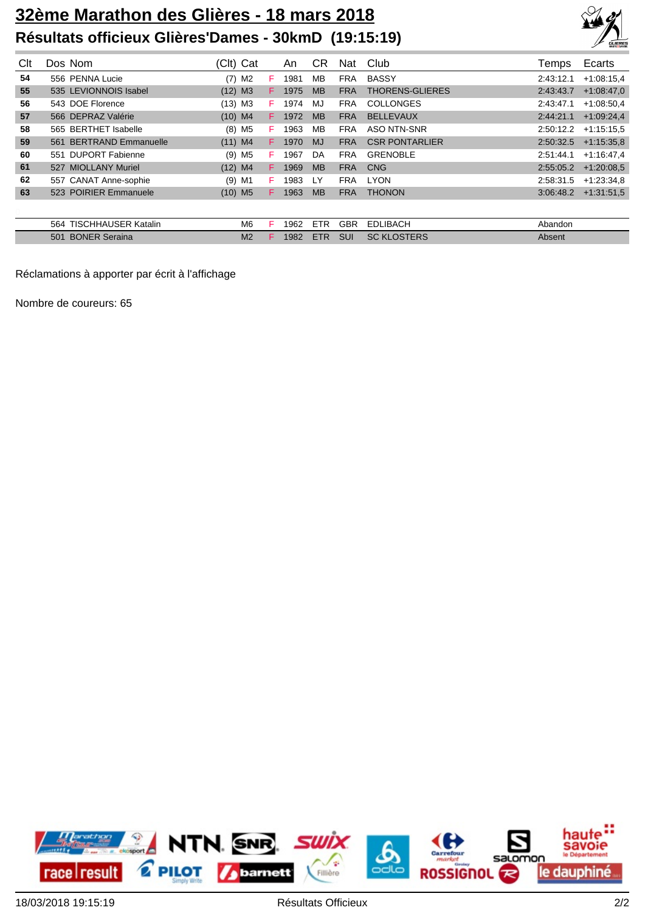# 32ème Marathon des Glières - 18 mars 2018

## Résultats officieux Glières'Dames - 30kmD (19:15:19)

| Clt | Dos | Nom | (Clt) | Cat | | An | CR | Nat | Club | Temps | Ecarts |
|---|---|---|---|---|---|---|---|---|---|---|---|
| 54 | 556 | PENNA Lucie | (7) | M2 | F | 1981 | MB | FRA | BASSY | 2:43:12.1 | +1:08:15,4 |
| 55 | 535 | LEVIONNOIS Isabel | (12) | M3 | F | 1975 | MB | FRA | THORENS-GLIERES | 2:43:43.7 | +1:08:47,0 |
| 56 | 543 | DOE Florence | (13) | M3 | F | 1974 | MJ | FRA | COLLONGES | 2:43:47.1 | +1:08:50,4 |
| 57 | 566 | DEPRAZ Valérie | (10) | M4 | F | 1972 | MB | FRA | BELLEVAUX | 2:44:21.1 | +1:09:24,4 |
| 58 | 565 | BERTHET Isabelle | (8) | M5 | F | 1963 | MB | FRA | ASO NTN-SNR | 2:50:12.2 | +1:15:15,5 |
| 59 | 561 | BERTRAND Emmanuelle | (11) | M4 | F | 1970 | MJ | FRA | CSR PONTARLIER | 2:50:32.5 | +1:15:35,8 |
| 60 | 551 | DUPORT Fabienne | (9) | M5 | F | 1967 | DA | FRA | GRENOBLE | 2:51:44.1 | +1:16:47,4 |
| 61 | 527 | MIOLLANY Muriel | (12) | M4 | F | 1969 | MB | FRA | CNG | 2:55:05.2 | +1:20:08,5 |
| 62 | 557 | CANAT Anne-sophie | (9) | M1 | F | 1983 | LY | FRA | LYON | 2:58:31.5 | +1:23:34,8 |
| 63 | 523 | POIRIER Emmanuele | (10) | M5 | F | 1963 | MB | FRA | THONON | 3:06:48.2 | +1:31:51,5 |

| | | | | | | | | | | | |
|---|---|---|---|---|---|---|---|---|---|---|---|
| | 564 | TISCHHAUSER Katalin | | M6 | F | 1962 | ETR | GBR | EDLIBACH | Abandon | |
| | 501 | BONER Seraina | | M2 | F | 1982 | ETR | SUI | SC KLOSTERS | Absent | |

Réclamations à apporter par écrit à l'affichage

Nombre de coureurs: 65